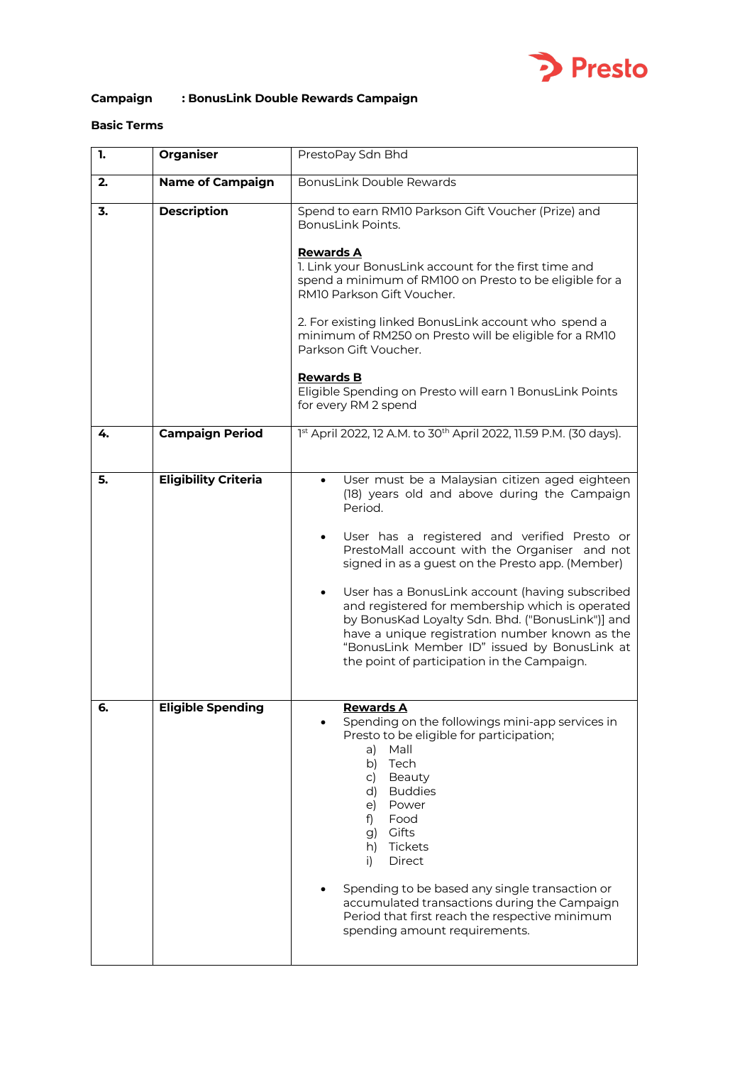**Campaign : BonusLink Double Rewards Campaign**

**Basic Terms**

| | | |
|---|---|---|
| **1.** | **Organiser** | PrestoPay Sdn Bhd |
| **2.** | **Name of Campaign** | BonusLink Double Rewards |
| **3.** | **Description** | Spend to earn RM10 Parkson Gift Voucher (Prize) and BonusLink Points.<br><br>**Rewards A**<br>1. Link your BonusLink account for the first time and spend a minimum of RM100 on Presto to be eligible for a RM10 Parkson Gift Voucher.<br><br>2. For existing linked BonusLink account who spend a minimum of RM250 on Presto will be eligible for a RM10 Parkson Gift Voucher.<br><br>**Rewards B**<br>Eligible Spending on Presto will earn 1 BonusLink Points for every RM 2 spend |
| **4.** | **Campaign Period** | 1st April 2022, 12 A.M. to 30th April 2022, 11.59 P.M. (30 days). |
| **5.** | **Eligibility Criteria** | • User must be a Malaysian citizen aged eighteen (18) years old and above during the Campaign Period.<br><br>• User has a registered and verified Presto or PrestoMall account with the Organiser and not signed in as a guest on the Presto app. (Member)<br><br>• User has a BonusLink account (having subscribed and registered for membership which is operated by BonusKad Loyalty Sdn. Bhd. ("BonusLink")] and have a unique registration number known as the "BonusLink Member ID" issued by BonusLink at the point of participation in the Campaign. |
| **6.** | **Eligible Spending** | **Rewards A**<br>• Spending on the followings mini-app services in Presto to be eligible for participation;<br>a) Mall<br>b) Tech<br>c) Beauty<br>d) Buddies<br>e) Power<br>f) Food<br>g) Gifts<br>h) Tickets<br>i) Direct<br><br>• Spending to be based any single transaction or accumulated transactions during the Campaign Period that first reach the respective minimum spending amount requirements. |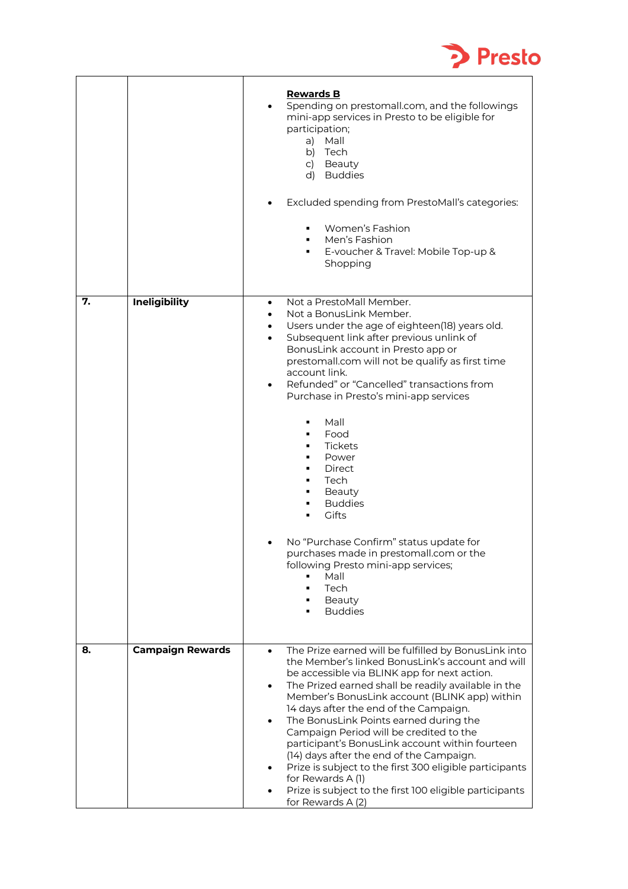| | | |
|---|---|---|
| | | **Rewards B**<br>• Spending on prestomall.com, and the followings mini-app services in Presto to be eligible for participation;<br>a) Mall<br>b) Tech<br>c) Beauty<br>d) Buddies<br><br>• Excluded spending from PrestoMall's categories:<br>▪ Women's Fashion<br>▪ Men's Fashion<br>▪ E-voucher & Travel: Mobile Top-up & Shopping |
| **7.** | **Ineligibility** | • Not a PrestoMall Member.<br>• Not a BonusLink Member.<br>• Users under the age of eighteen(18) years old.<br>• Subsequent link after previous unlink of BonusLink account in Presto app or prestomall.com will not be qualify as first time account link.<br>• Refunded" or "Cancelled" transactions from Purchase in Presto's mini-app services<br>▪ Mall<br>▪ Food<br>▪ Tickets<br>▪ Power<br>▪ Direct<br>▪ Tech<br>▪ Beauty<br>▪ Buddies<br>▪ Gifts<br><br>• No "Purchase Confirm" status update for purchases made in prestomall.com or the following Presto mini-app services;<br>▪ Mall<br>▪ Tech<br>▪ Beauty<br>▪ Buddies |
| **8.** | **Campaign Rewards** | • The Prize earned will be fulfilled by BonusLink into the Member's linked BonusLink's account and will be accessible via BLINK app for next action.<br>• The Prized earned shall be readily available in the Member's BonusLink account (BLINK app) within 14 days after the end of the Campaign.<br>• The BonusLink Points earned during the Campaign Period will be credited to the participant's BonusLink account within fourteen (14) days after the end of the Campaign.<br>• Prize is subject to the first 300 eligible participants for Rewards A (1)<br>• Prize is subject to the first 100 eligible participants for Rewards A (2) |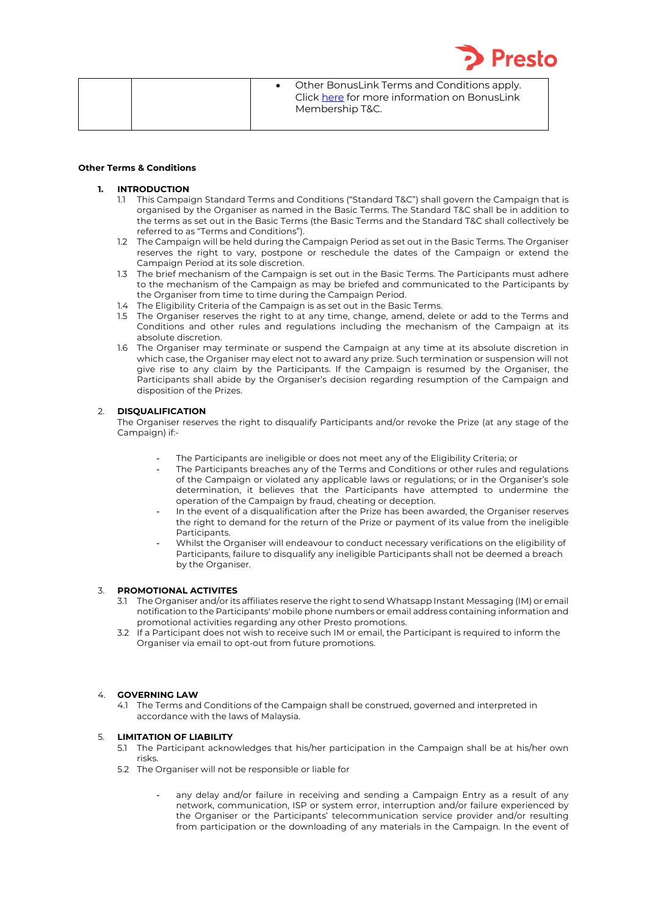| | | • Other BonusLink Terms and Conditions apply. Click here for more information on BonusLink Membership T&C. |
|---|---|---|

**Other Terms & Conditions**

**1. INTRODUCTION**

1.1 This Campaign Standard Terms and Conditions ("Standard T&C") shall govern the Campaign that is organised by the Organiser as named in the Basic Terms. The Standard T&C shall be in addition to the terms as set out in the Basic Terms (the Basic Terms and the Standard T&C shall collectively be referred to as "Terms and Conditions").

1.2 The Campaign will be held during the Campaign Period as set out in the Basic Terms. The Organiser reserves the right to vary, postpone or reschedule the dates of the Campaign or extend the Campaign Period at its sole discretion.

1.3 The brief mechanism of the Campaign is set out in the Basic Terms. The Participants must adhere to the mechanism of the Campaign as may be briefed and communicated to the Participants by the Organiser from time to time during the Campaign Period.

1.4 The Eligibility Criteria of the Campaign is as set out in the Basic Terms.

1.5 The Organiser reserves the right to at any time, change, amend, delete or add to the Terms and Conditions and other rules and regulations including the mechanism of the Campaign at its absolute discretion.

1.6 The Organiser may terminate or suspend the Campaign at any time at its absolute discretion in which case, the Organiser may elect not to award any prize. Such termination or suspension will not give rise to any claim by the Participants. If the Campaign is resumed by the Organiser, the Participants shall abide by the Organiser's decision regarding resumption of the Campaign and disposition of the Prizes.

**2. DISQUALIFICATION**

The Organiser reserves the right to disqualify Participants and/or revoke the Prize (at any stage of the Campaign) if:-

- The Participants are ineligible or does not meet any of the Eligibility Criteria; or
- The Participants breaches any of the Terms and Conditions or other rules and regulations of the Campaign or violated any applicable laws or regulations; or in the Organiser's sole determination, it believes that the Participants have attempted to undermine the operation of the Campaign by fraud, cheating or deception.
- In the event of a disqualification after the Prize has been awarded, the Organiser reserves the right to demand for the return of the Prize or payment of its value from the ineligible Participants.
- Whilst the Organiser will endeavour to conduct necessary verifications on the eligibility of Participants, failure to disqualify any ineligible Participants shall not be deemed a breach by the Organiser.

**3. PROMOTIONAL ACTIVITES**

3.1 The Organiser and/or its affiliates reserve the right to send Whatsapp Instant Messaging (IM) or email notification to the Participants' mobile phone numbers or email address containing information and promotional activities regarding any other Presto promotions.

3.2 If a Participant does not wish to receive such IM or email, the Participant is required to inform the Organiser via email to opt-out from future promotions.

**4. GOVERNING LAW**

4.1 The Terms and Conditions of the Campaign shall be construed, governed and interpreted in accordance with the laws of Malaysia.

**5. LIMITATION OF LIABILITY**

5.1 The Participant acknowledges that his/her participation in the Campaign shall be at his/her own risks.

5.2 The Organiser will not be responsible or liable for

- any delay and/or failure in receiving and sending a Campaign Entry as a result of any network, communication, ISP or system error, interruption and/or failure experienced by the Organiser or the Participants' telecommunication service provider and/or resulting from participation or the downloading of any materials in the Campaign. In the event of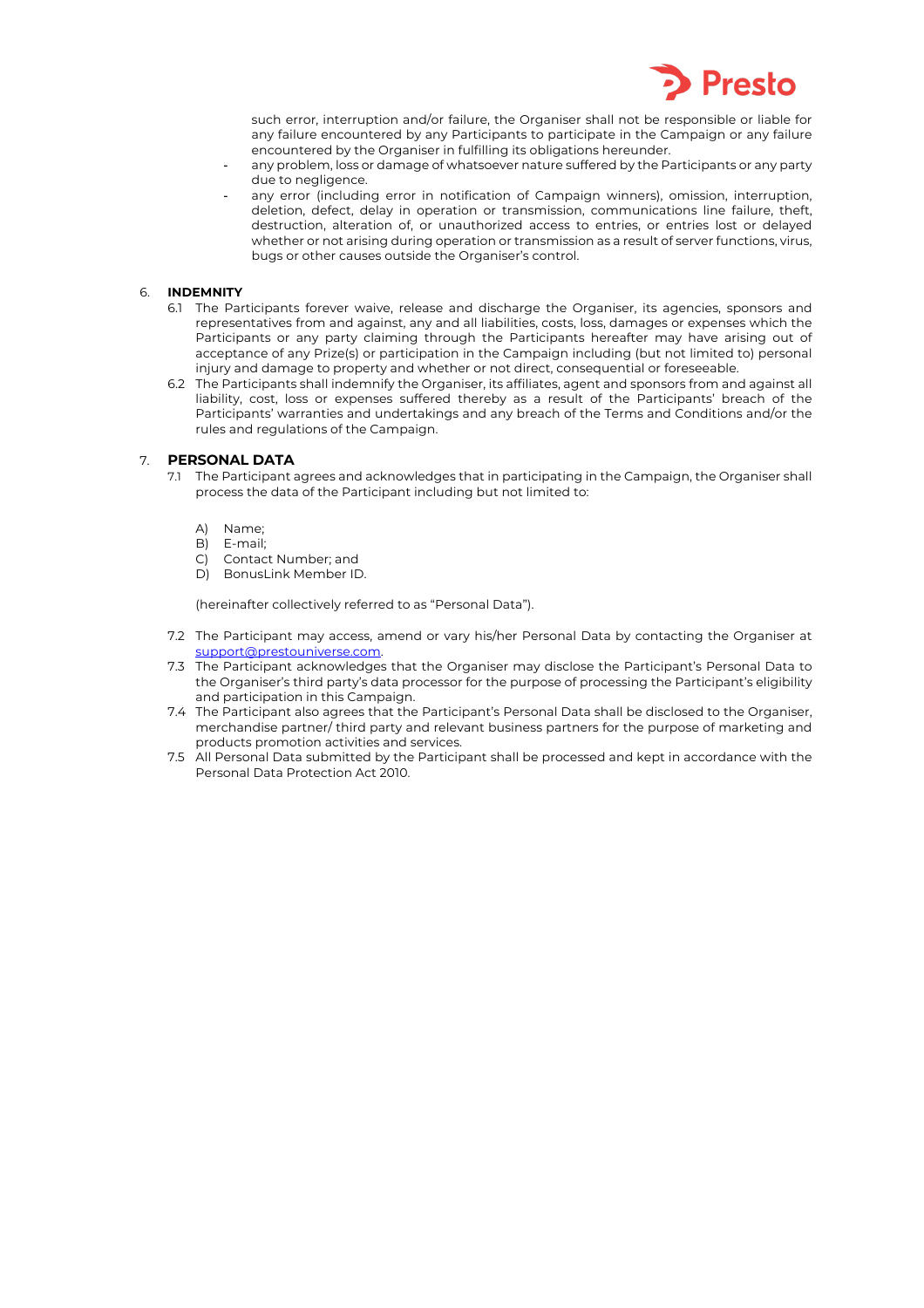such error, interruption and/or failure, the Organiser shall not be responsible or liable for any failure encountered by any Participants to participate in the Campaign or any failure encountered by the Organiser in fulfilling its obligations hereunder.

- any problem, loss or damage of whatsoever nature suffered by the Participants or any party due to negligence.
- any error (including error in notification of Campaign winners), omission, interruption, deletion, defect, delay in operation or transmission, communications line failure, theft, destruction, alteration of, or unauthorized access to entries, or entries lost or delayed whether or not arising during operation or transmission as a result of server functions, virus, bugs or other causes outside the Organiser's control.

6. **INDEMNITY**

6.1 The Participants forever waive, release and discharge the Organiser, its agencies, sponsors and representatives from and against, any and all liabilities, costs, loss, damages or expenses which the Participants or any party claiming through the Participants hereafter may have arising out of acceptance of any Prize(s) or participation in the Campaign including (but not limited to) personal injury and damage to property and whether or not direct, consequential or foreseeable.

6.2 The Participants shall indemnify the Organiser, its affiliates, agent and sponsors from and against all liability, cost, loss or expenses suffered thereby as a result of the Participants' breach of the Participants' warranties and undertakings and any breach of the Terms and Conditions and/or the rules and regulations of the Campaign.

7. **PERSONAL DATA**

7.1 The Participant agrees and acknowledges that in participating in the Campaign, the Organiser shall process the data of the Participant including but not limited to:

A) Name;
B) E-mail;
C) Contact Number; and
D) BonusLink Member ID.

(hereinafter collectively referred to as "Personal Data").

7.2 The Participant may access, amend or vary his/her Personal Data by contacting the Organiser at support@prestouniverse.com.

7.3 The Participant acknowledges that the Organiser may disclose the Participant's Personal Data to the Organiser's third party's data processor for the purpose of processing the Participant's eligibility and participation in this Campaign.

7.4 The Participant also agrees that the Participant's Personal Data shall be disclosed to the Organiser, merchandise partner/ third party and relevant business partners for the purpose of marketing and products promotion activities and services.

7.5 All Personal Data submitted by the Participant shall be processed and kept in accordance with the Personal Data Protection Act 2010.